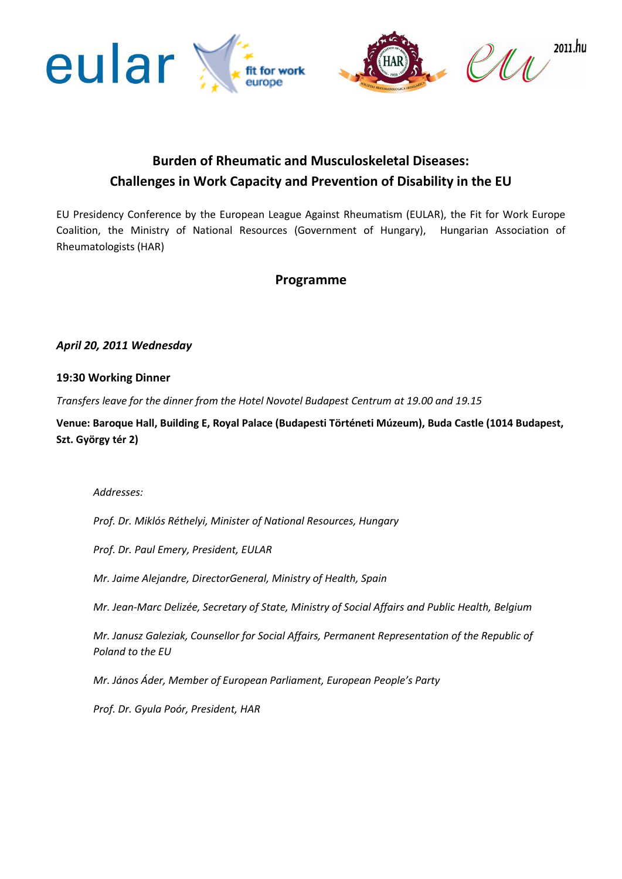# Burden of Rheumatic and Musculoskeletal Diseases: Challenges in Work Capacity and Prevention of Disability in the EU

EU Presidency Conference by the European League Against Rheumatism (EULAR), the Fit for Work Europe Coalition, the Ministry of National Resources (Government of Hungary), Hungarian Association of Rheumatologists (HAR)

## Programme

***April 20, 2011 Wednesday***

**19:30 Working Dinner**

*Transfers leave for the dinner from the Hotel Novotel Budapest Centrum at 19.00 and 19.15*

**Venue: Baroque Hall, Building E, Royal Palace (Budapesti Történeti Múzeum), Buda Castle (1014 Budapest, Szt. György tér 2)**

*Addresses:*

*Prof. Dr. Miklós Réthelyi, Minister of National Resources, Hungary*

*Prof. Dr. Paul Emery, President, EULAR*

*Mr. Jaime Alejandre, DirectorGeneral, Ministry of Health, Spain*

*Mr. Jean-Marc Delizée, Secretary of State, Ministry of Social Affairs and Public Health, Belgium*

*Mr. Janusz Galeziak, Counsellor for Social Affairs, Permanent Representation of the Republic of Poland to the EU*

*Mr. János Áder, Member of European Parliament, European People's Party*

*Prof. Dr. Gyula Poór, President, HAR*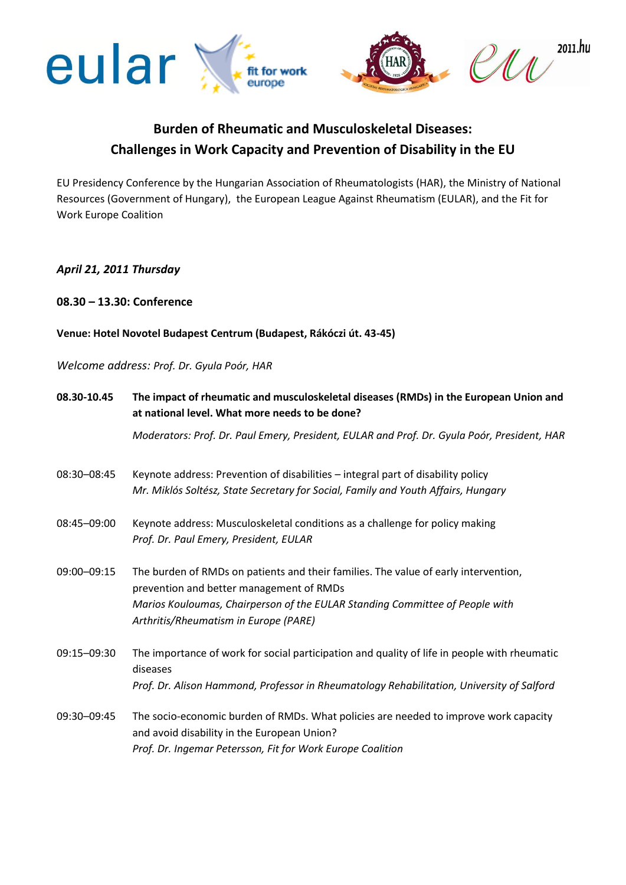# Burden of Rheumatic and Musculoskeletal Diseases: Challenges in Work Capacity and Prevention of Disability in the EU

EU Presidency Conference by the Hungarian Association of Rheumatologists (HAR), the Ministry of National Resources (Government of Hungary), the European League Against Rheumatism (EULAR), and the Fit for Work Europe Coalition

***April 21, 2011 Thursday***

**08.30 – 13.30: Conference**

**Venue: Hotel Novotel Budapest Centrum (Budapest, Rákóczi út. 43-45)**

*Welcome address: Prof. Dr. Gyula Poór, HAR*

**08.30-10.45** **The impact of rheumatic and musculoskeletal diseases (RMDs) in the European Union and at national level. What more needs to be done?**

*Moderators: Prof. Dr. Paul Emery, President, EULAR and Prof. Dr. Gyula Poór, President, HAR*

08:30–08:45 Keynote address: Prevention of disabilities – integral part of disability policy
*Mr. Miklós Soltész, State Secretary for Social, Family and Youth Affairs, Hungary*

08:45–09:00 Keynote address: Musculoskeletal conditions as a challenge for policy making
*Prof. Dr. Paul Emery, President, EULAR*

09:00–09:15 The burden of RMDs on patients and their families. The value of early intervention, prevention and better management of RMDs
*Marios Kouloumas, Chairperson of the EULAR Standing Committee of People with Arthritis/Rheumatism in Europe (PARE)*

09:15–09:30 The importance of work for social participation and quality of life in people with rheumatic diseases
*Prof. Dr. Alison Hammond, Professor in Rheumatology Rehabilitation, University of Salford*

09:30–09:45 The socio-economic burden of RMDs. What policies are needed to improve work capacity and avoid disability in the European Union?
*Prof. Dr. Ingemar Petersson, Fit for Work Europe Coalition*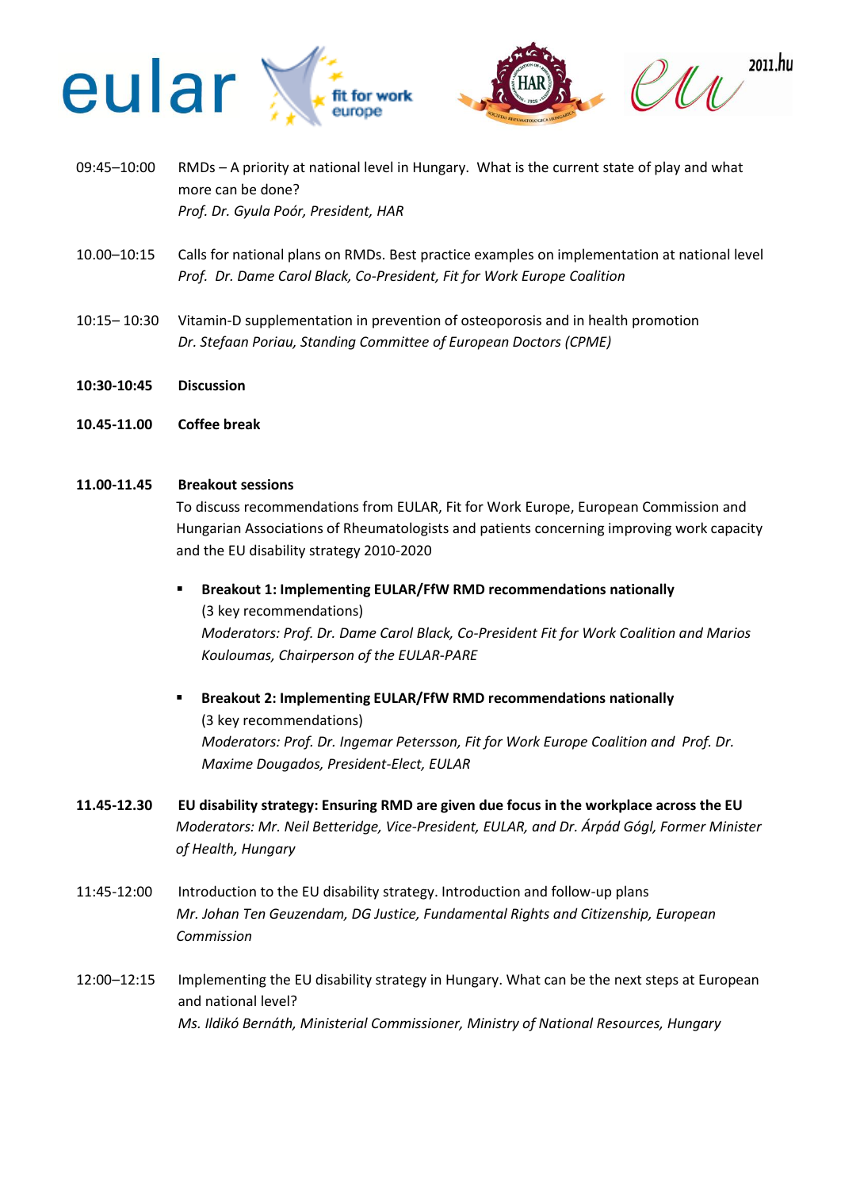09:45–10:00 RMDs – A priority at national level in Hungary. What is the current state of play and what more can be done?
*Prof. Dr. Gyula Poór, President, HAR*

10.00–10:15 Calls for national plans on RMDs. Best practice examples on implementation at national level
*Prof. Dr. Dame Carol Black, Co-President, Fit for Work Europe Coalition*

10:15– 10:30 Vitamin-D supplementation in prevention of osteoporosis and in health promotion
*Dr. Stefaan Poriau, Standing Committee of European Doctors (CPME)*

**10:30-10:45 Discussion**

**10.45-11.00 Coffee break**

**11.00-11.45 Breakout sessions**

To discuss recommendations from EULAR, Fit for Work Europe, European Commission and Hungarian Associations of Rheumatologists and patients concerning improving work capacity and the EU disability strategy 2010-2020

- **Breakout 1: Implementing EULAR/FfW RMD recommendations nationally**
  (3 key recommendations)
  *Moderators: Prof. Dr. Dame Carol Black, Co-President Fit for Work Coalition and Marios Kouloumas, Chairperson of the EULAR-PARE*

- **Breakout 2: Implementing EULAR/FfW RMD recommendations nationally**
  (3 key recommendations)
  *Moderators: Prof. Dr. Ingemar Petersson, Fit for Work Europe Coalition and Prof. Dr. Maxime Dougados, President-Elect, EULAR*

**11.45-12.30 EU disability strategy: Ensuring RMD are given due focus in the workplace across the EU**
*Moderators: Mr. Neil Betteridge, Vice-President, EULAR, and Dr. Árpád Gógl, Former Minister of Health, Hungary*

11:45-12:00 Introduction to the EU disability strategy. Introduction and follow-up plans
*Mr. Johan Ten Geuzendam, DG Justice, Fundamental Rights and Citizenship, European Commission*

12:00–12:15 Implementing the EU disability strategy in Hungary. What can be the next steps at European and national level?
*Ms. Ildikó Bernáth, Ministerial Commissioner, Ministry of National Resources, Hungary*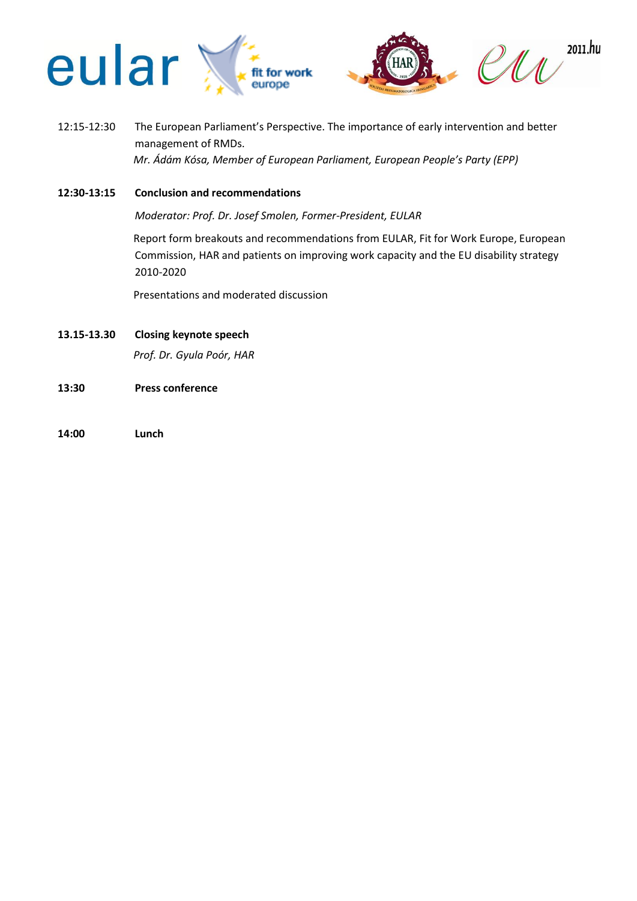12:15-12:30 The European Parliament's Perspective. The importance of early intervention and better management of RMDs.
*Mr. Ádám Kósa, Member of European Parliament, European People's Party (EPP)*

**12:30-13:15 Conclusion and recommendations**

*Moderator: Prof. Dr. Josef Smolen, Former-President, EULAR*

Report form breakouts and recommendations from EULAR, Fit for Work Europe, European Commission, HAR and patients on improving work capacity and the EU disability strategy 2010-2020

Presentations and moderated discussion

**13.15-13.30 Closing keynote speech**

*Prof. Dr. Gyula Poór, HAR*

**13:30 Press conference**

**14:00 Lunch**